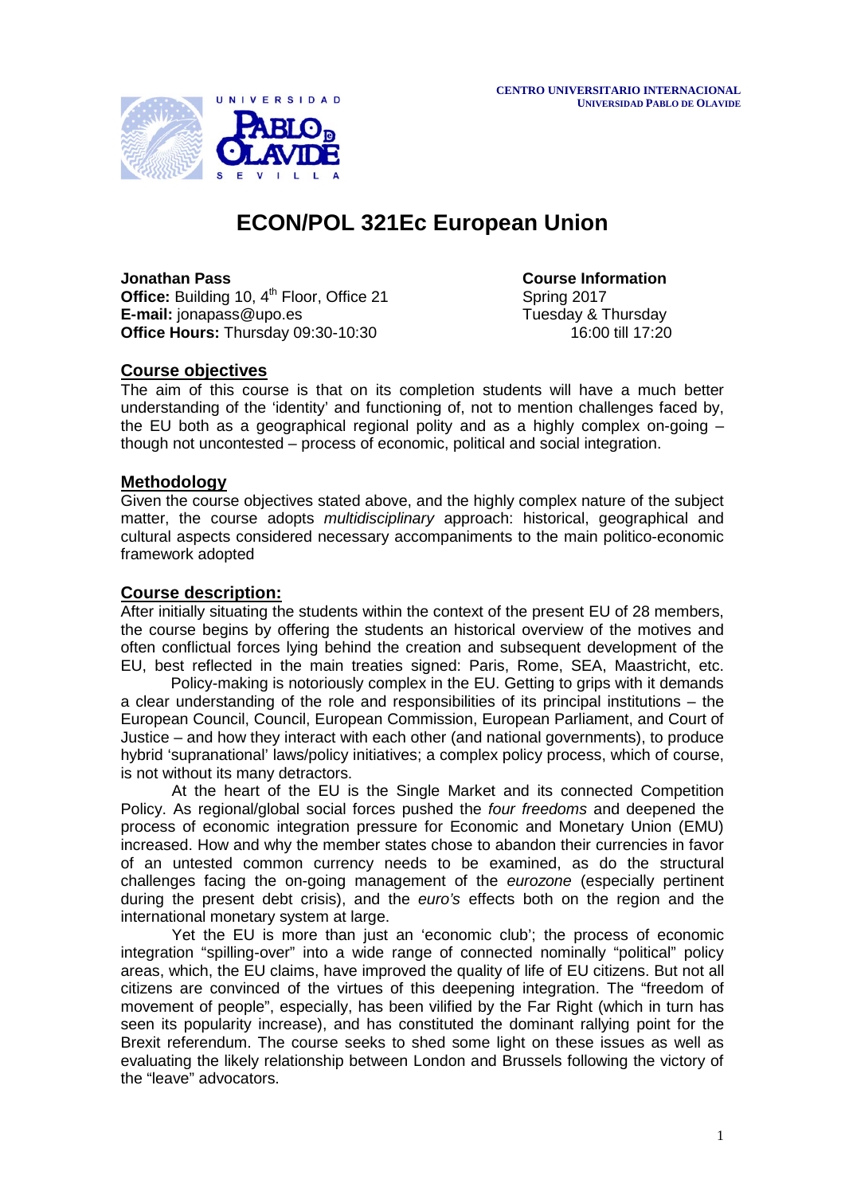**CENTRO UNIVERSITARIO INTERNACIONAL**
**UNIVERSIDAD PABLO DE OLAVIDE**

UNIVERSIDAD PABLO DE OLAVIDE SEVILLA

# ECON/POL 321Ec European Union

**Jonathan Pass**
**Office:** Building 10, 4th Floor, Office 21
**E-mail:** jonapass@upo.es
**Office Hours:** Thursday 09:30-10:30

**Course Information**
Spring 2017
Tuesday & Thursday
16:00 till 17:20

## Course objectives

The aim of this course is that on its completion students will have a much better understanding of the 'identity' and functioning of, not to mention challenges faced by, the EU both as a geographical regional polity and as a highly complex on-going – though not uncontested – process of economic, political and social integration.

## Methodology

Given the course objectives stated above, and the highly complex nature of the subject matter, the course adopts *multidisciplinary* approach: historical, geographical and cultural aspects considered necessary accompaniments to the main politico-economic framework adopted

## Course description:

After initially situating the students within the context of the present EU of 28 members, the course begins by offering the students an historical overview of the motives and often conflictual forces lying behind the creation and subsequent development of the EU, best reflected in the main treaties signed: Paris, Rome, SEA, Maastricht, etc.

Policy-making is notoriously complex in the EU. Getting to grips with it demands a clear understanding of the role and responsibilities of its principal institutions – the European Council, Council, European Commission, European Parliament, and Court of Justice – and how they interact with each other (and national governments), to produce hybrid 'supranational' laws/policy initiatives; a complex policy process, which of course, is not without its many detractors.

At the heart of the EU is the Single Market and its connected Competition Policy. As regional/global social forces pushed the *four freedoms* and deepened the process of economic integration pressure for Economic and Monetary Union (EMU) increased. How and why the member states chose to abandon their currencies in favor of an untested common currency needs to be examined, as do the structural challenges facing the on-going management of the *eurozone* (especially pertinent during the present debt crisis), and the *euro's* effects both on the region and the international monetary system at large.

Yet the EU is more than just an 'economic club'; the process of economic integration "spilling-over" into a wide range of connected nominally "political" policy areas, which, the EU claims, have improved the quality of life of EU citizens. But not all citizens are convinced of the virtues of this deepening integration. The "freedom of movement of people", especially, has been vilified by the Far Right (which in turn has seen its popularity increase), and has constituted the dominant rallying point for the Brexit referendum. The course seeks to shed some light on these issues as well as evaluating the likely relationship between London and Brussels following the victory of the "leave" advocators.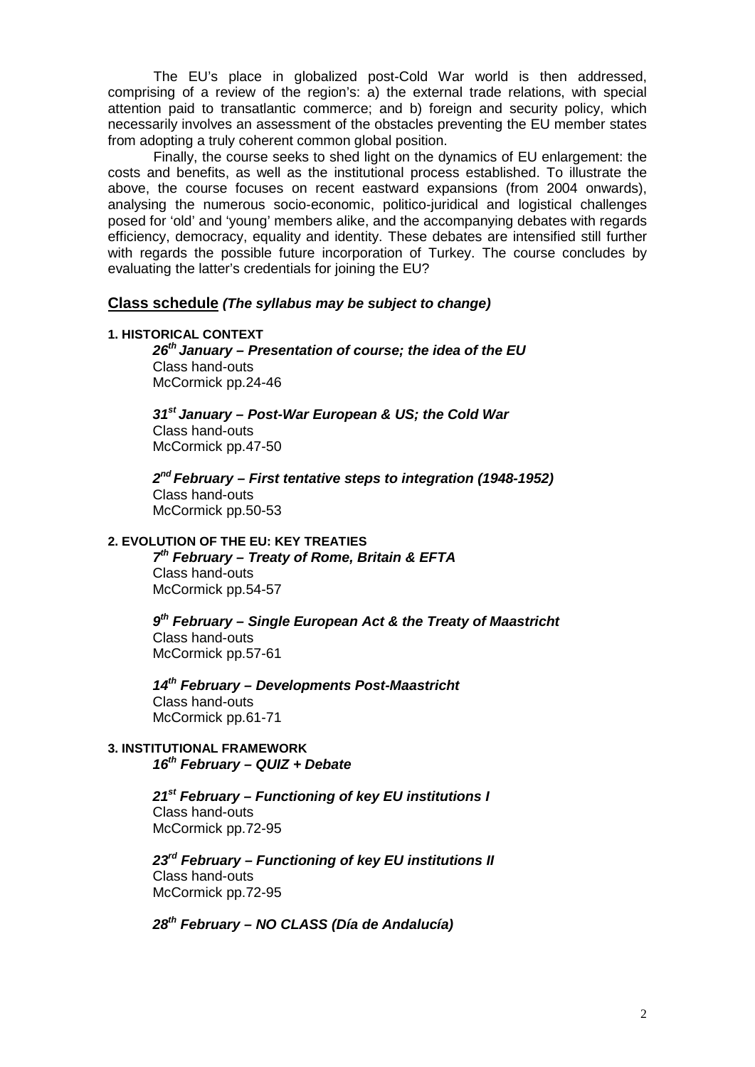The EU's place in globalized post-Cold War world is then addressed, comprising of a review of the region's: a) the external trade relations, with special attention paid to transatlantic commerce; and b) foreign and security policy, which necessarily involves an assessment of the obstacles preventing the EU member states from adopting a truly coherent common global position.

Finally, the course seeks to shed light on the dynamics of EU enlargement: the costs and benefits, as well as the institutional process established. To illustrate the above, the course focuses on recent eastward expansions (from 2004 onwards), analysing the numerous socio-economic, politico-juridical and logistical challenges posed for 'old' and 'young' members alike, and the accompanying debates with regards efficiency, democracy, equality and identity. These debates are intensified still further with regards the possible future incorporation of Turkey. The course concludes by evaluating the latter's credentials for joining the EU?

## Class schedule *(The syllabus may be subject to change)*

### 1. HISTORICAL CONTEXT

***26th January – Presentation of course; the idea of the EU***
Class hand-outs
McCormick pp.24-46

***31st January – Post-War European & US; the Cold War***
Class hand-outs
McCormick pp.47-50

***2nd February – First tentative steps to integration (1948-1952)***
Class hand-outs
McCormick pp.50-53

### 2. EVOLUTION OF THE EU: KEY TREATIES

***7th February – Treaty of Rome, Britain & EFTA***
Class hand-outs
McCormick pp.54-57

***9th February – Single European Act & the Treaty of Maastricht***
Class hand-outs
McCormick pp.57-61

***14th February – Developments Post-Maastricht***
Class hand-outs
McCormick pp.61-71

### 3. INSTITUTIONAL FRAMEWORK

***16th February – QUIZ + Debate***

***21st February – Functioning of key EU institutions I***
Class hand-outs
McCormick pp.72-95

***23rd February – Functioning of key EU institutions II***
Class hand-outs
McCormick pp.72-95

***28th February – NO CLASS (Día de Andalucía)***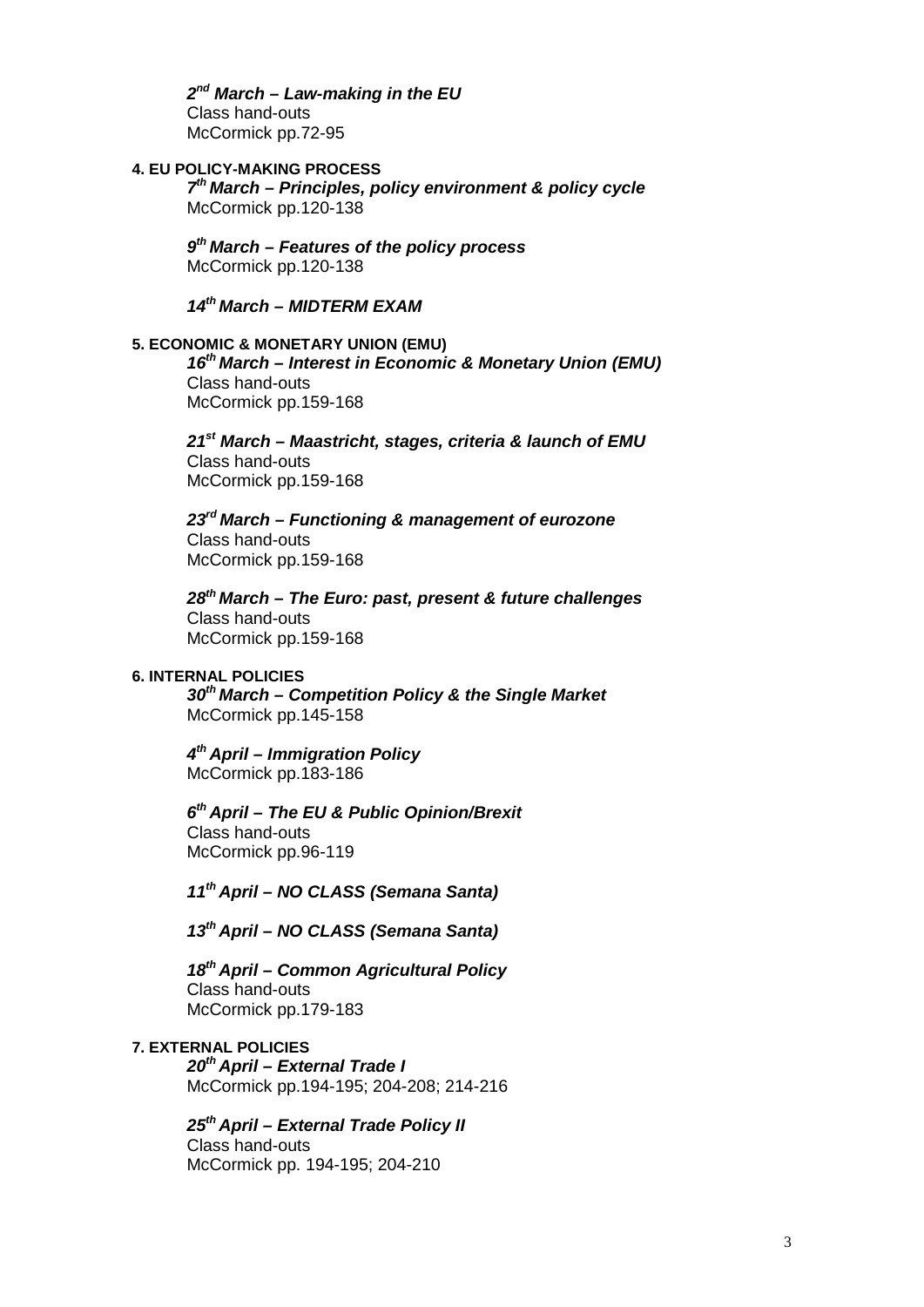***2nd March – Law-making in the EU***
Class hand-outs
McCormick pp.72-95

**4. EU POLICY-MAKING PROCESS**

***7th March – Principles, policy environment & policy cycle***
McCormick pp.120-138

***9th March – Features of the policy process***
McCormick pp.120-138

***14th March – MIDTERM EXAM***

**5. ECONOMIC & MONETARY UNION (EMU)**

***16th March – Interest in Economic & Monetary Union (EMU)***
Class hand-outs
McCormick pp.159-168

***21st March – Maastricht, stages, criteria & launch of EMU***
Class hand-outs
McCormick pp.159-168

***23rd March – Functioning & management of eurozone***
Class hand-outs
McCormick pp.159-168

***28th March – The Euro: past, present & future challenges***
Class hand-outs
McCormick pp.159-168

**6. INTERNAL POLICIES**

***30th March – Competition Policy & the Single Market***
McCormick pp.145-158

***4th April – Immigration Policy***
McCormick pp.183-186

***6th April – The EU & Public Opinion/Brexit***
Class hand-outs
McCormick pp.96-119

***11th April – NO CLASS (Semana Santa)***

***13th April – NO CLASS (Semana Santa)***

***18th April – Common Agricultural Policy***
Class hand-outs
McCormick pp.179-183

**7. EXTERNAL POLICIES**

***20th April – External Trade I***
McCormick pp.194-195; 204-208; 214-216

***25th April – External Trade Policy II***
Class hand-outs
McCormick pp. 194-195; 204-210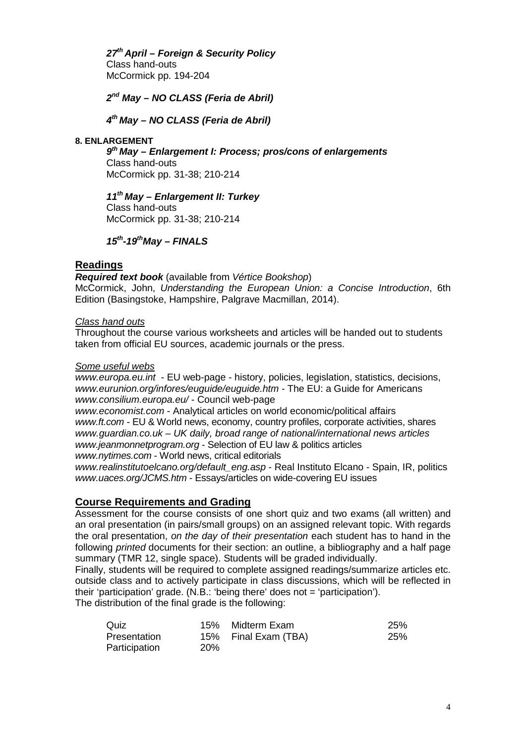***27th April – Foreign & Security Policy***
Class hand-outs
McCormick pp. 194-204

***2nd May – NO CLASS (Feria de Abril)***

***4th May – NO CLASS (Feria de Abril)***

**8. ENLARGEMENT**

***9th May – Enlargement I: Process; pros/cons of enlargements***
Class hand-outs
McCormick pp. 31-38; 210-214

***11th May – Enlargement II: Turkey***
Class hand-outs
McCormick pp. 31-38; 210-214

***15th-19th May – FINALS***

## Readings

***Required text book*** (available from *Vértice Bookshop*)
McCormick, John, *Understanding the European Union: a Concise Introduction*, 6th Edition (Basingstoke, Hampshire, Palgrave Macmillan, 2014).

*Class hand outs*
Throughout the course various worksheets and articles will be handed out to students taken from official EU sources, academic journals or the press.

*Some useful webs*
*www.europa.eu.int* - EU web-page - history, policies, legislation, statistics, decisions,
*www.eurunion.org/infores/euguide/euguide.htm* - The EU: a Guide for Americans
*www.consilium.europa.eu/* - Council web-page
*www.economist.com* - Analytical articles on world economic/political affairs
*www.ft.com* - EU & World news, economy, country profiles, corporate activities, shares
*www.guardian.co.uk – UK daily, broad range of national/international news articles*
*www.jeanmonnetprogram.org* - Selection of EU law & politics articles
*www.nytimes.com* - World news, critical editorials
*www.realinstitutoelcano.org/default_eng.asp* - Real Instituto Elcano - Spain, IR, politics
*www.uaces.org/JCMS.htm* - Essays/articles on wide-covering EU issues

## Course Requirements and Grading

Assessment for the course consists of one short quiz and two exams (all written) and an oral presentation (in pairs/small groups) on an assigned relevant topic. With regards the oral presentation, *on the day of their presentation* each student has to hand in the following *printed* documents for their section: an outline, a bibliography and a half page summary (TMR 12, single space). Students will be graded individually.

Finally, students will be required to complete assigned readings/summarize articles etc. outside class and to actively participate in class discussions, which will be reflected in their 'participation' grade. (N.B.: 'being there' does not = 'participation').

The distribution of the final grade is the following:

| | | | |
|---|---|---|---|
| Quiz | 15% | Midterm Exam | 25% |
| Presentation | 15% | Final Exam (TBA) | 25% |
| Participation | 20% | | |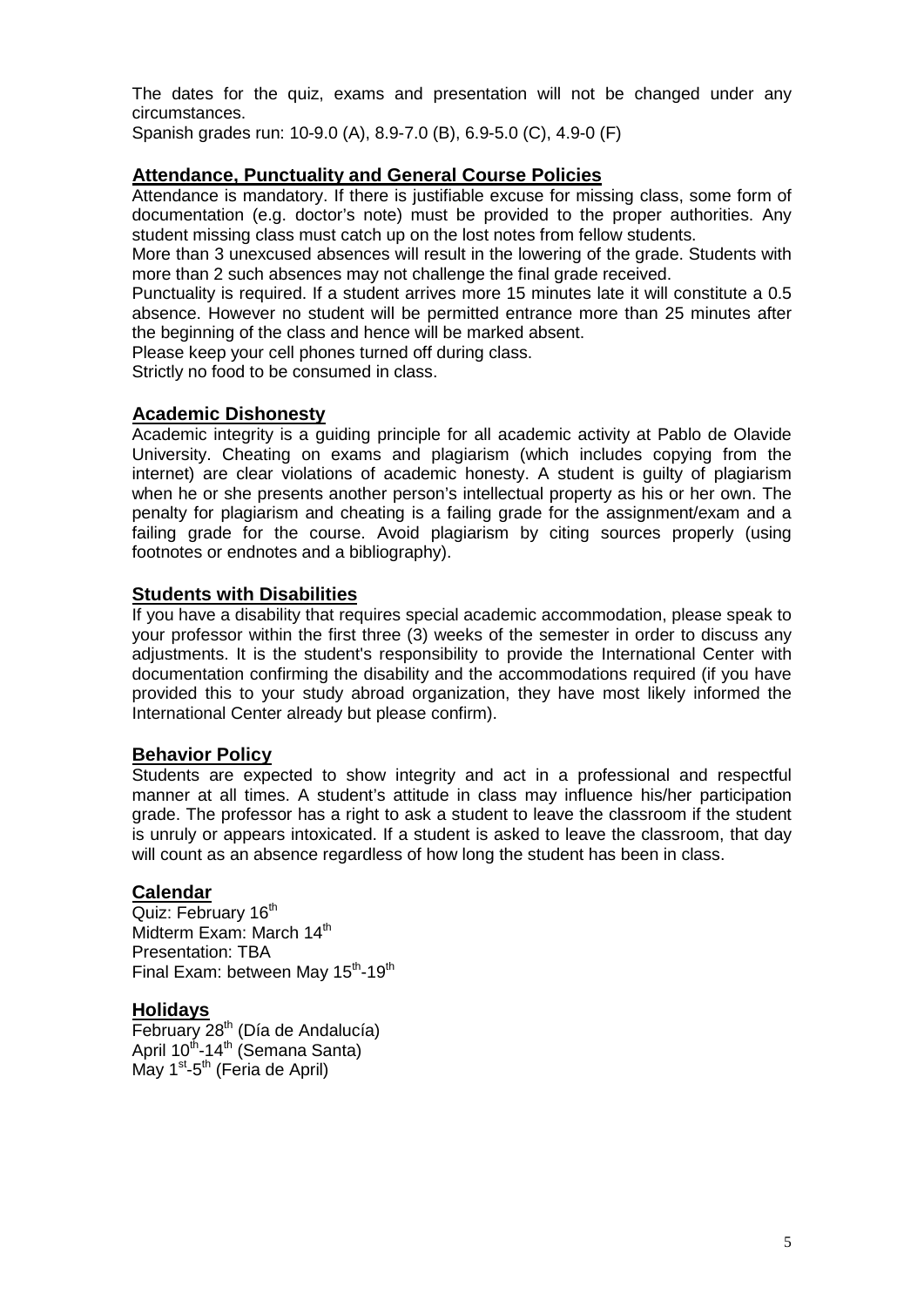The dates for the quiz, exams and presentation will not be changed under any circumstances.

Spanish grades run: 10-9.0 (A), 8.9-7.0 (B), 6.9-5.0 (C), 4.9-0 (F)

## Attendance, Punctuality and General Course Policies

Attendance is mandatory. If there is justifiable excuse for missing class, some form of documentation (e.g. doctor's note) must be provided to the proper authorities. Any student missing class must catch up on the lost notes from fellow students.

More than 3 unexcused absences will result in the lowering of the grade. Students with more than 2 such absences may not challenge the final grade received.

Punctuality is required. If a student arrives more 15 minutes late it will constitute a 0.5 absence. However no student will be permitted entrance more than 25 minutes after the beginning of the class and hence will be marked absent.

Please keep your cell phones turned off during class.

Strictly no food to be consumed in class.

## Academic Dishonesty

Academic integrity is a guiding principle for all academic activity at Pablo de Olavide University. Cheating on exams and plagiarism (which includes copying from the internet) are clear violations of academic honesty. A student is guilty of plagiarism when he or she presents another person's intellectual property as his or her own. The penalty for plagiarism and cheating is a failing grade for the assignment/exam and a failing grade for the course. Avoid plagiarism by citing sources properly (using footnotes or endnotes and a bibliography).

## Students with Disabilities

If you have a disability that requires special academic accommodation, please speak to your professor within the first three (3) weeks of the semester in order to discuss any adjustments. It is the student's responsibility to provide the International Center with documentation confirming the disability and the accommodations required (if you have provided this to your study abroad organization, they have most likely informed the International Center already but please confirm).

## Behavior Policy

Students are expected to show integrity and act in a professional and respectful manner at all times. A student's attitude in class may influence his/her participation grade. The professor has a right to ask a student to leave the classroom if the student is unruly or appears intoxicated. If a student is asked to leave the classroom, that day will count as an absence regardless of how long the student has been in class.

## Calendar

Quiz: February 16th
Midterm Exam: March 14th
Presentation: TBA
Final Exam: between May 15th-19th

## Holidays

February 28th (Día de Andalucía)
April 10th-14th (Semana Santa)
May 1st-5th (Feria de April)